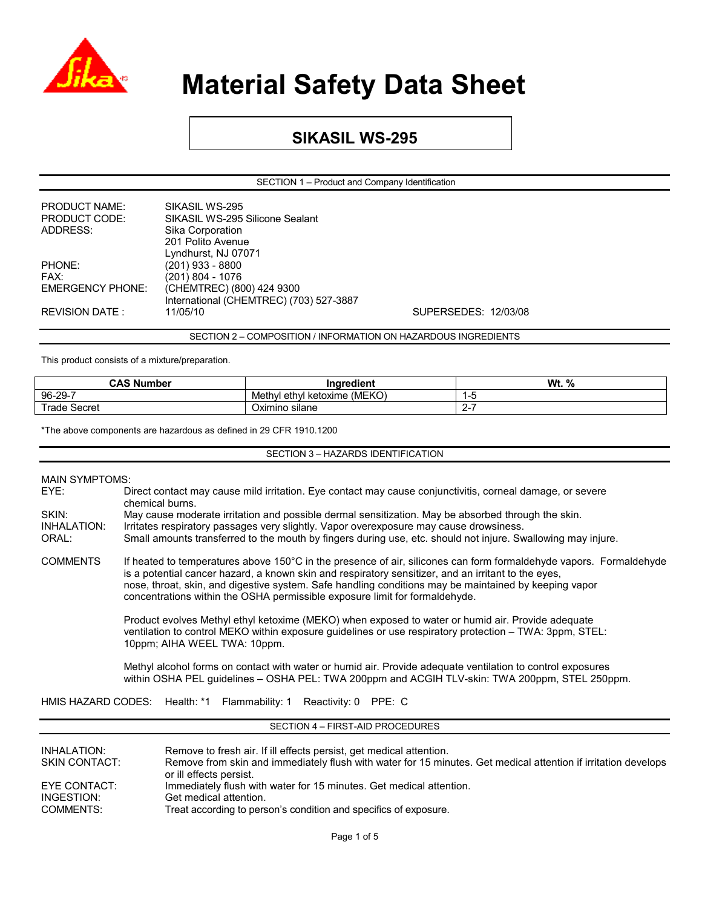# Material Safety Data Sheet

## SIKASIL WS-295

### SECTION 1 – Product and Company Identification

| | |
|---|---|
| PRODUCT NAME: | SIKASIL WS-295 |
| PRODUCT CODE: | SIKASIL WS-295 Silicone Sealant |
| ADDRESS: | Sika Corporation<br>201 Polito Avenue<br>Lyndhurst, NJ 07071 |
| PHONE: | (201) 933 - 8800 |
| FAX: | (201) 804 - 1076 |
| EMERGENCY PHONE: | (CHEMTREC) (800) 424 9300<br>International (CHEMTREC) (703) 527-3887 |
| REVISION DATE : | 11/05/10 |

SUPERSEDES: 12/03/08

### SECTION 2 – COMPOSITION / INFORMATION ON HAZARDOUS INGREDIENTS

This product consists of a mixture/preparation.

| CAS Number | Ingredient | Wt. % |
|---|---|---|
| 96-29-7 | Methyl ethyl ketoxime (MEKO) | 1-5 |
| Trade Secret | Oximino silane | 2-7 |

*The above components are hazardous as defined in 29 CFR 1910.1200

### SECTION 3 – HAZARDS IDENTIFICATION

MAIN SYMPTOMS:

EYE: Direct contact may cause mild irritation. Eye contact may cause conjunctivitis, corneal damage, or severe chemical burns.

SKIN: May cause moderate irritation and possible dermal sensitization. May be absorbed through the skin.

INHALATION: Irritates respiratory passages very slightly. Vapor overexposure may cause drowsiness.

ORAL: Small amounts transferred to the mouth by fingers during use, etc. should not injure. Swallowing may injure.

COMMENTS: If heated to temperatures above 150°C in the presence of air, silicones can form formaldehyde vapors. Formaldehyde is a potential cancer hazard, a known skin and respiratory sensitizer, and an irritant to the eyes, nose, throat, skin, and digestive system. Safe handling conditions may be maintained by keeping vapor concentrations within the OSHA permissible exposure limit for formaldehyde.

Product evolves Methyl ethyl ketoxime (MEKO) when exposed to water or humid air. Provide adequate ventilation to control MEKO within exposure guidelines or use respiratory protection – TWA: 3ppm, STEL: 10ppm; AIHA WEEL TWA: 10ppm.

Methyl alcohol forms on contact with water or humid air. Provide adequate ventilation to control exposures within OSHA PEL guidelines – OSHA PEL: TWA 200ppm and ACGIH TLV-skin: TWA 200ppm, STEL 250ppm.

HMIS HAZARD CODES: Health: *1 Flammability: 1 Reactivity: 0 PPE: C

### SECTION 4 – FIRST-AID PROCEDURES

INHALATION: Remove to fresh air. If ill effects persist, get medical attention.

SKIN CONTACT: Remove from skin and immediately flush with water for 15 minutes. Get medical attention if irritation develops or ill effects persist.

EYE CONTACT: Immediately flush with water for 15 minutes. Get medical attention.

INGESTION: Get medical attention.

COMMENTS: Treat according to person's condition and specifics of exposure.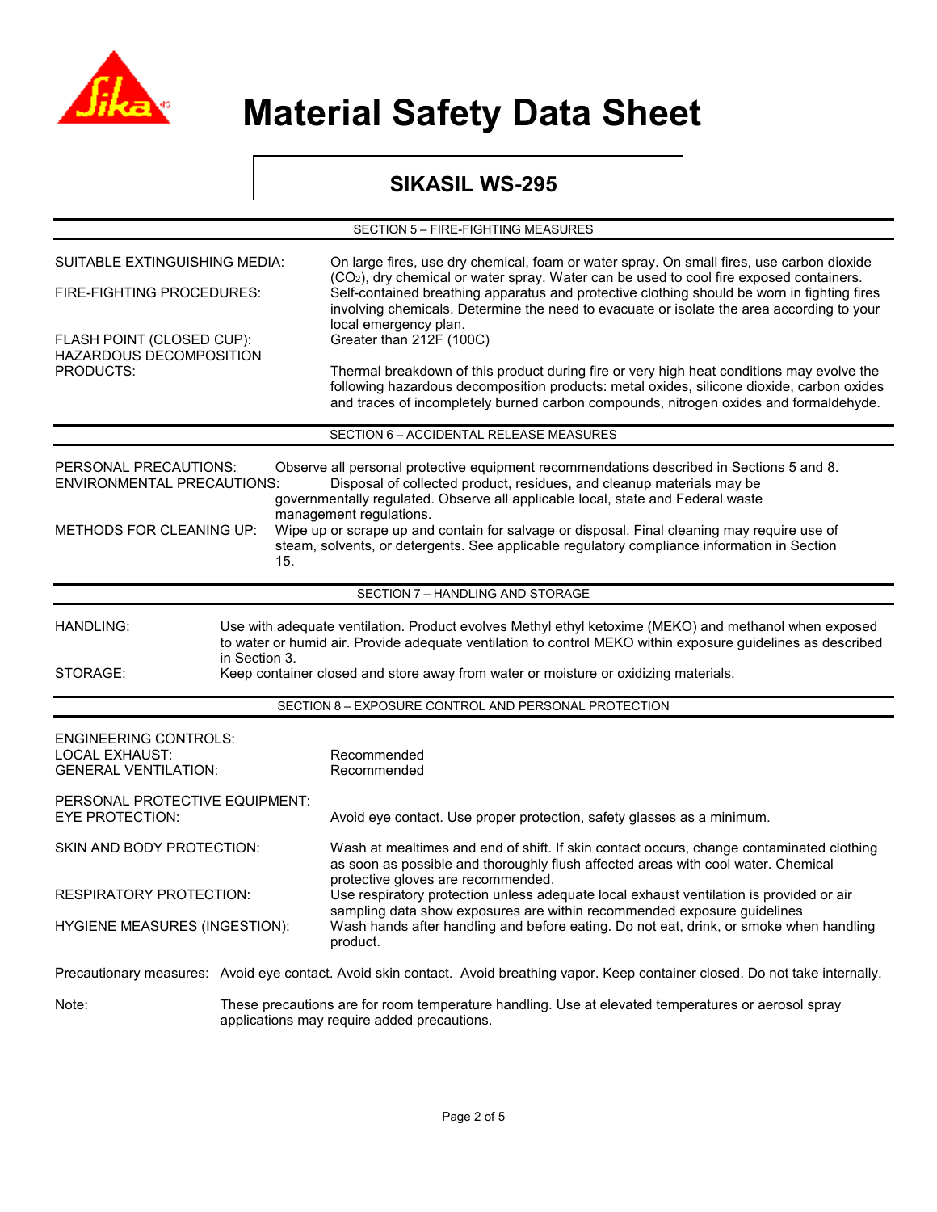# Material Safety Data Sheet

## SIKASIL WS-295

### SECTION 5 – FIRE-FIGHTING MEASURES

SUITABLE EXTINGUISHING MEDIA: On large fires, use dry chemical, foam or water spray. On small fires, use carbon dioxide ($CO_2$), dry chemical or water spray. Water can be used to cool fire exposed containers.

FIRE-FIGHTING PROCEDURES: Self-contained breathing apparatus and protective clothing should be worn in fighting fires involving chemicals. Determine the need to evacuate or isolate the area according to your local emergency plan.

FLASH POINT (CLOSED CUP): Greater than 212F (100C)

HAZARDOUS DECOMPOSITION PRODUCTS: Thermal breakdown of this product during fire or very high heat conditions may evolve the following hazardous decomposition products: metal oxides, silicone dioxide, carbon oxides and traces of incompletely burned carbon compounds, nitrogen oxides and formaldehyde.

### SECTION 6 – ACCIDENTAL RELEASE MEASURES

PERSONAL PRECAUTIONS: Observe all personal protective equipment recommendations described in Sections 5 and 8.

ENVIRONMENTAL PRECAUTIONS: Disposal of collected product, residues, and cleanup materials may be governmentally regulated. Observe all applicable local, state and Federal waste management regulations.

METHODS FOR CLEANING UP: Wipe up or scrape up and contain for salvage or disposal. Final cleaning may require use of steam, solvents, or detergents. See applicable regulatory compliance information in Section 15.

### SECTION 7 – HANDLING AND STORAGE

HANDLING: Use with adequate ventilation. Product evolves Methyl ethyl ketoxime (MEKO) and methanol when exposed to water or humid air. Provide adequate ventilation to control MEKO within exposure guidelines as described in Section 3.

STORAGE: Keep container closed and store away from water or moisture or oxidizing materials.

### SECTION 8 – EXPOSURE CONTROL AND PERSONAL PROTECTION

ENGINEERING CONTROLS:
LOCAL EXHAUST: Recommended
GENERAL VENTILATION: Recommended

PERSONAL PROTECTIVE EQUIPMENT:
EYE PROTECTION: Avoid eye contact. Use proper protection, safety glasses as a minimum.

SKIN AND BODY PROTECTION: Wash at mealtimes and end of shift. If skin contact occurs, change contaminated clothing as soon as possible and thoroughly flush affected areas with cool water. Chemical protective gloves are recommended.

RESPIRATORY PROTECTION: Use respiratory protection unless adequate local exhaust ventilation is provided or air sampling data show exposures are within recommended exposure guidelines

HYGIENE MEASURES (INGESTION): Wash hands after handling and before eating. Do not eat, drink, or smoke when handling product.

Precautionary measures: Avoid eye contact. Avoid skin contact. Avoid breathing vapor. Keep container closed. Do not take internally.

Note: These precautions are for room temperature handling. Use at elevated temperatures or aerosol spray applications may require added precautions.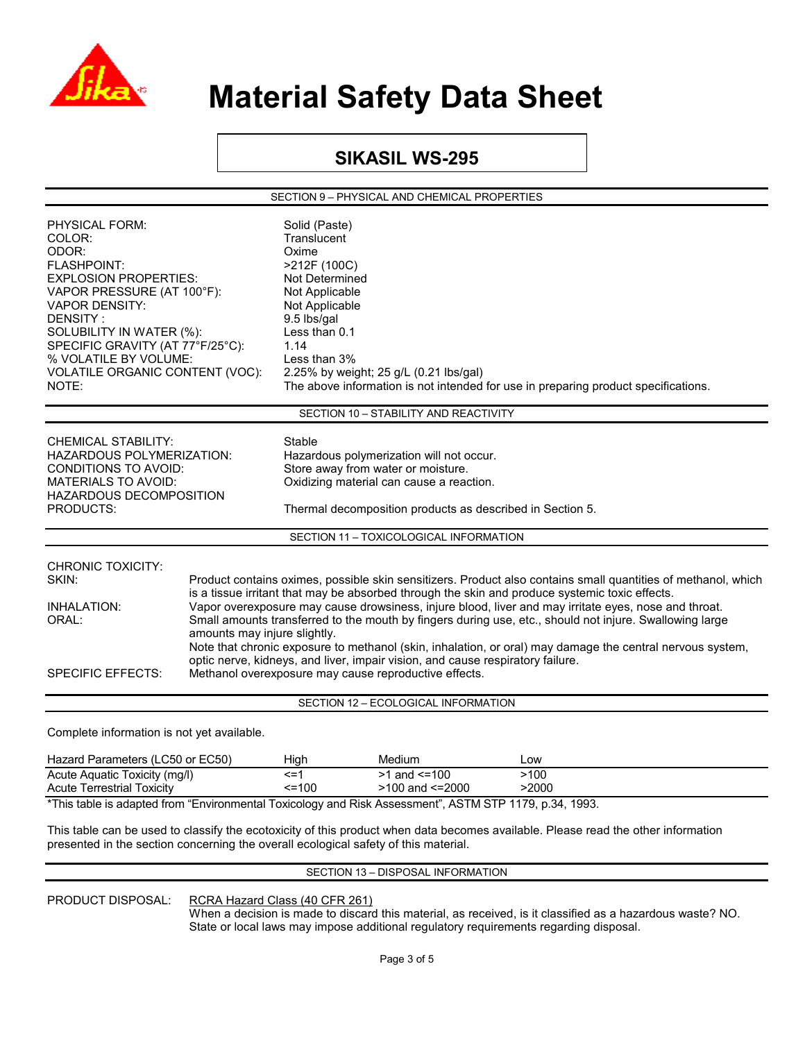# Material Safety Data Sheet

## SIKASIL WS-295

### SECTION 9 – PHYSICAL AND CHEMICAL PROPERTIES

| | |
|---|---|
| PHYSICAL FORM: | Solid (Paste) |
| COLOR: | Translucent |
| ODOR: | Oxime |
| FLASHPOINT: | >212F (100C) |
| EXPLOSION PROPERTIES: | Not Determined |
| VAPOR PRESSURE (AT 100°F): | Not Applicable |
| VAPOR DENSITY: | Not Applicable |
| DENSITY : | 9.5 lbs/gal |
| SOLUBILITY IN WATER (%): | Less than 0.1 |
| SPECIFIC GRAVITY (AT 77°F/25°C): | 1.14 |
| % VOLATILE BY VOLUME: | Less than 3% |
| VOLATILE ORGANIC CONTENT (VOC): | 2.25% by weight; 25 g/L (0.21 lbs/gal) |
| NOTE: | The above information is not intended for use in preparing product specifications. |

### SECTION 10 – STABILITY AND REACTIVITY

| | |
|---|---|
| CHEMICAL STABILITY: | Stable |
| HAZARDOUS POLYMERIZATION: | Hazardous polymerization will not occur. |
| CONDITIONS TO AVOID: | Store away from water or moisture. |
| MATERIALS TO AVOID: | Oxidizing material can cause a reaction. |
| HAZARDOUS DECOMPOSITION PRODUCTS: | Thermal decomposition products as described in Section 5. |

### SECTION 11 – TOXICOLOGICAL INFORMATION

CHRONIC TOXICITY:

SKIN: Product contains oximes, possible skin sensitizers. Product also contains small quantities of methanol, which is a tissue irritant that may be absorbed through the skin and produce systemic toxic effects.

INHALATION: Vapor overexposure may cause drowsiness, injure blood, liver and may irritate eyes, nose and throat.

ORAL: Small amounts transferred to the mouth by fingers during use, etc., should not injure. Swallowing large amounts may injure slightly.

Note that chronic exposure to methanol (skin, inhalation, or oral) may damage the central nervous system, optic nerve, kidneys, and liver, impair vision, and cause respiratory failure.

SPECIFIC EFFECTS: Methanol overexposure may cause reproductive effects.

### SECTION 12 – ECOLOGICAL INFORMATION

Complete information is not yet available.

| Hazard Parameters (LC50 or EC50) | High | Medium | Low |
|---|---|---|---|
| Acute Aquatic Toxicity (mg/l) | <=1 | >1 and <=100 | >100 |
| Acute Terrestrial Toxicity | <=100 | >100 and <=2000 | >2000 |

*This table is adapted from "Environmental Toxicology and Risk Assessment", ASTM STP 1179, p.34, 1993.

This table can be used to classify the ecotoxicity of this product when data becomes available. Please read the other information presented in the section concerning the overall ecological safety of this material.

### SECTION 13 – DISPOSAL INFORMATION

PRODUCT DISPOSAL: RCRA Hazard Class (40 CFR 261)

When a decision is made to discard this material, as received, is it classified as a hazardous waste? NO. State or local laws may impose additional regulatory requirements regarding disposal.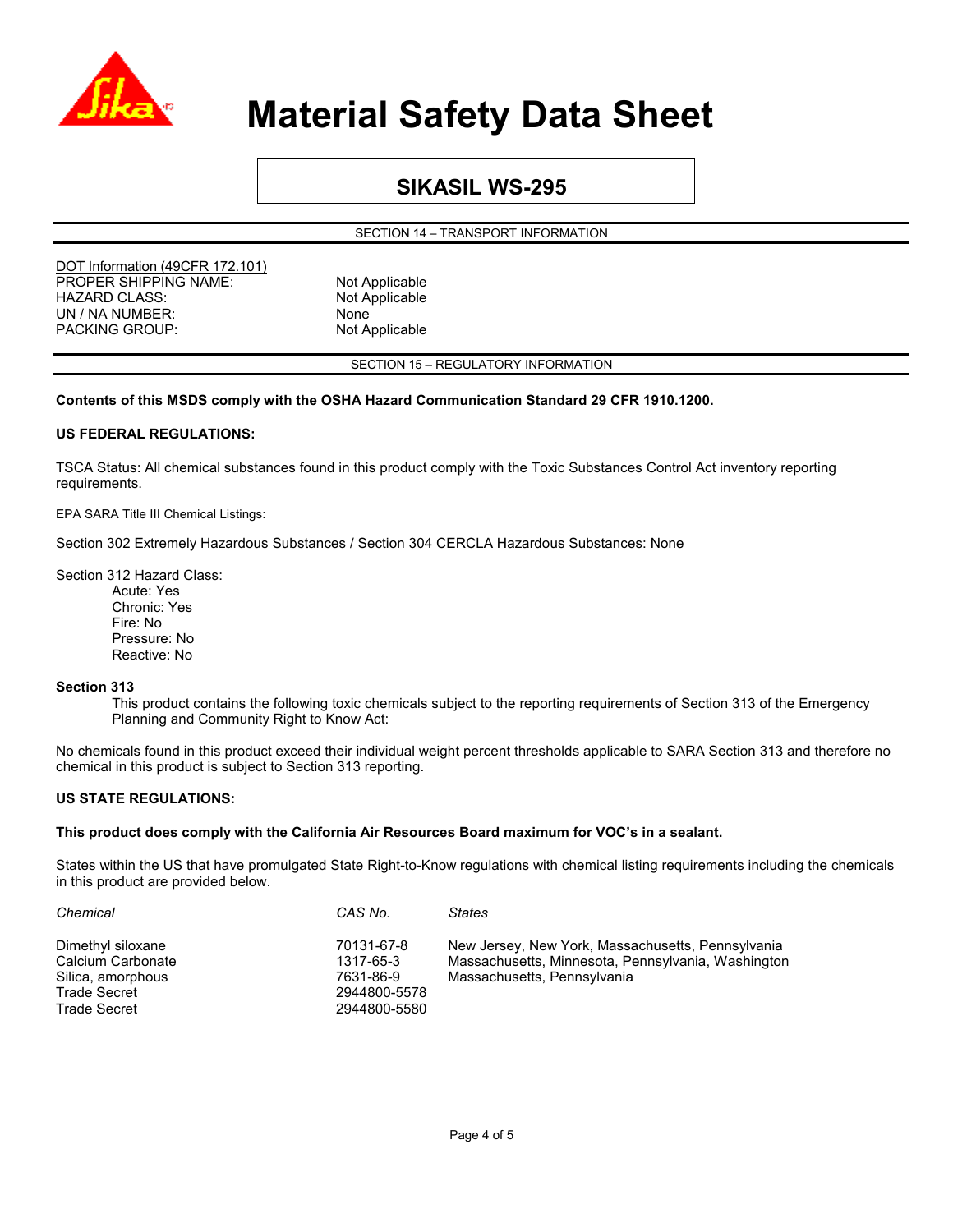# Material Safety Data Sheet

## SIKASIL WS-295

### SECTION 14 – TRANSPORT INFORMATION

DOT Information (49CFR 172.101)

| | |
|---|---|
| PROPER SHIPPING NAME: | Not Applicable |
| HAZARD CLASS: | Not Applicable |
| UN / NA NUMBER: | None |
| PACKING GROUP: | Not Applicable |

### SECTION 15 – REGULATORY INFORMATION

**Contents of this MSDS comply with the OSHA Hazard Communication Standard 29 CFR 1910.1200.**

**US FEDERAL REGULATIONS:**

TSCA Status: All chemical substances found in this product comply with the Toxic Substances Control Act inventory reporting requirements.

EPA SARA Title III Chemical Listings:

Section 302 Extremely Hazardous Substances / Section 304 CERCLA Hazardous Substances: None

Section 312 Hazard Class:
- Acute: Yes
- Chronic: Yes
- Fire: No
- Pressure: No
- Reactive: No

**Section 313**

This product contains the following toxic chemicals subject to the reporting requirements of Section 313 of the Emergency Planning and Community Right to Know Act:

No chemicals found in this product exceed their individual weight percent thresholds applicable to SARA Section 313 and therefore no chemical in this product is subject to Section 313 reporting.

**US STATE REGULATIONS:**

**This product does comply with the California Air Resources Board maximum for VOC's in a sealant.**

States within the US that have promulgated State Right-to-Know regulations with chemical listing requirements including the chemicals in this product are provided below.

| *Chemical* | *CAS No.* | *States* |
|---|---|---|
| Dimethyl siloxane | 70131-67-8 | New Jersey, New York, Massachusetts, Pennsylvania |
| Calcium Carbonate | 1317-65-3 | Massachusetts, Minnesota, Pennsylvania, Washington |
| Silica, amorphous | 7631-86-9 | Massachusetts, Pennsylvania |
| Trade Secret | 2944800-5578 | |
| Trade Secret | 2944800-5580 | |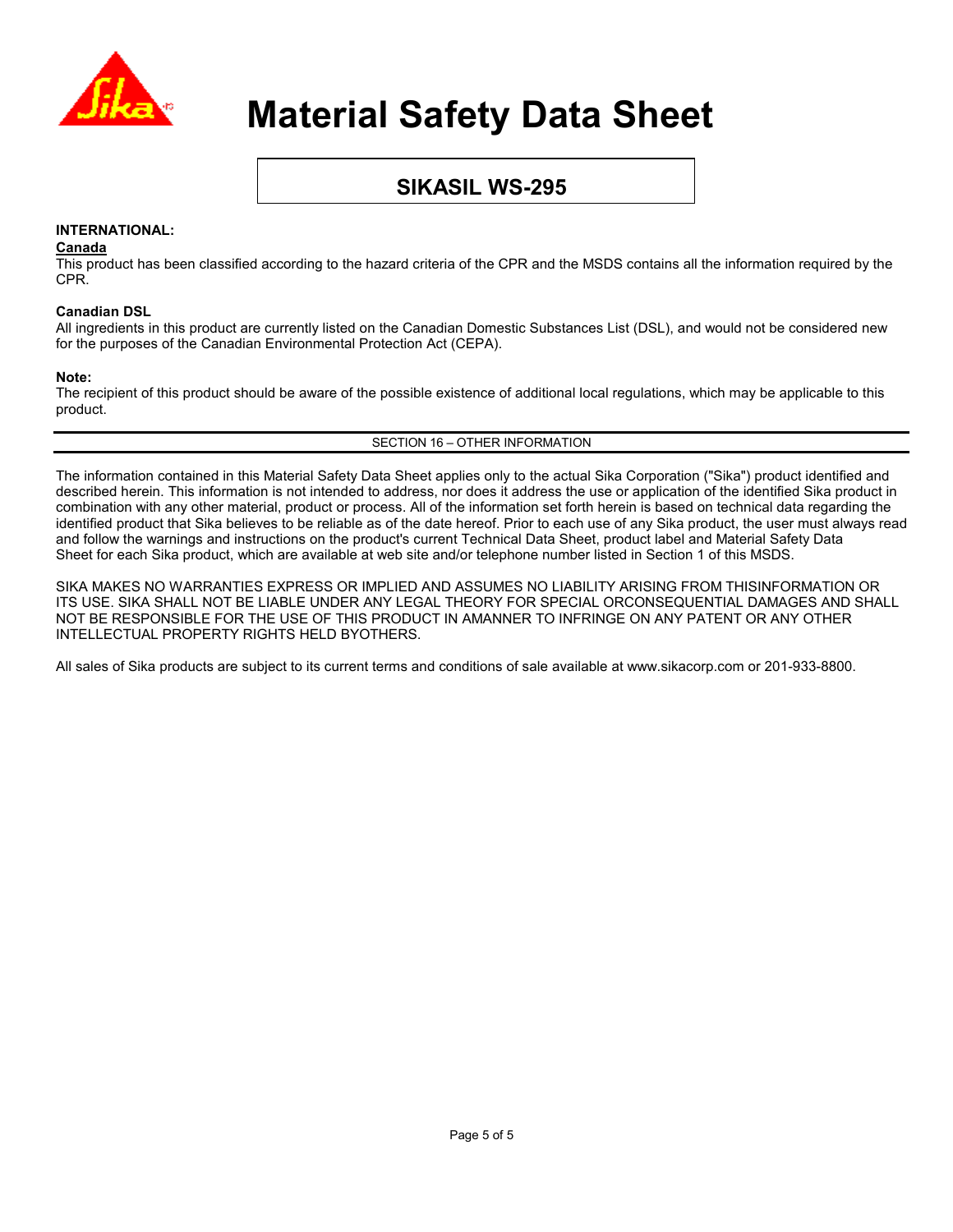# Material Safety Data Sheet

## SIKASIL WS-295

**INTERNATIONAL:**

**Canada**

This product has been classified according to the hazard criteria of the CPR and the MSDS contains all the information required by the CPR.

**Canadian DSL**

All ingredients in this product are currently listed on the Canadian Domestic Substances List (DSL), and would not be considered new for the purposes of the Canadian Environmental Protection Act (CEPA).

**Note:**

The recipient of this product should be aware of the possible existence of additional local regulations, which may be applicable to this product.

## SECTION 16 – OTHER INFORMATION

The information contained in this Material Safety Data Sheet applies only to the actual Sika Corporation ("Sika") product identified and described herein. This information is not intended to address, nor does it address the use or application of the identified Sika product in combination with any other material, product or process. All of the information set forth herein is based on technical data regarding the identified product that Sika believes to be reliable as of the date hereof. Prior to each use of any Sika product, the user must always read and follow the warnings and instructions on the product's current Technical Data Sheet, product label and Material Safety Data Sheet for each Sika product, which are available at web site and/or telephone number listed in Section 1 of this MSDS.

SIKA MAKES NO WARRANTIES EXPRESS OR IMPLIED AND ASSUMES NO LIABILITY ARISING FROM THISINFORMATION OR ITS USE. SIKA SHALL NOT BE LIABLE UNDER ANY LEGAL THEORY FOR SPECIAL ORCONSEQUENTIAL DAMAGES AND SHALL NOT BE RESPONSIBLE FOR THE USE OF THIS PRODUCT IN AMANNER TO INFRINGE ON ANY PATENT OR ANY OTHER INTELLECTUAL PROPERTY RIGHTS HELD BYOTHERS.

All sales of Sika products are subject to its current terms and conditions of sale available at www.sikacorp.com or 201-933-8800.